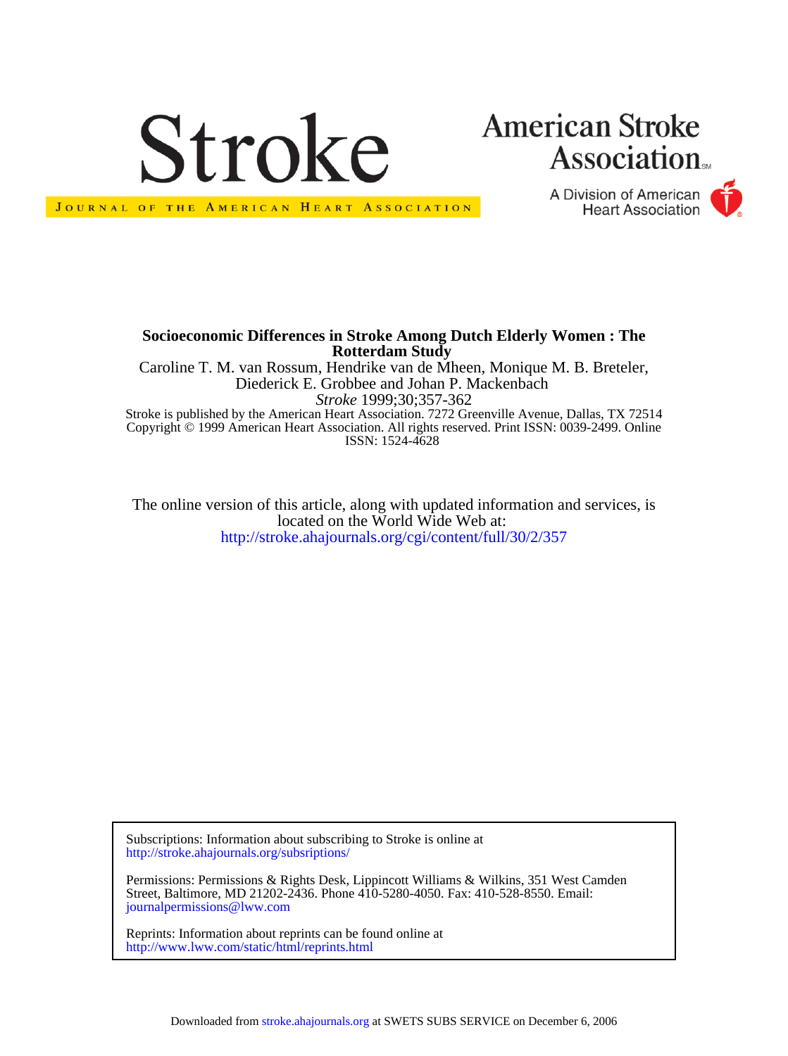# Stroke

JOURNAL OF THE AMERICAN HEART ASSOCIATION

American Stroke Association

A Division of American Heart Association

**Socioeconomic Differences in Stroke Among Dutch Elderly Women : The Rotterdam Study**

Caroline T. M. van Rossum, Hendrike van de Mheen, Monique M. B. Breteler, Diederick E. Grobbee and Johan P. Mackenbach

*Stroke* 1999;30;357-362

Stroke is published by the American Heart Association. 7272 Greenville Avenue, Dallas, TX 72514
Copyright © 1999 American Heart Association. All rights reserved. Print ISSN: 0039-2499. Online ISSN: 1524-4628

The online version of this article, along with updated information and services, is located on the World Wide Web at:
http://stroke.ahajournals.org/cgi/content/full/30/2/357

Subscriptions: Information about subscribing to Stroke is online at
http://stroke.ahajournals.org/subsriptions/

Permissions: Permissions & Rights Desk, Lippincott Williams & Wilkins, 351 West Camden Street, Baltimore, MD 21202-2436. Phone 410-5280-4050. Fax: 410-528-8550. Email:
journalpermissions@lww.com

Reprints: Information about reprints can be found online at
http://www.lww.com/static/html/reprints.html

Downloaded from stroke.ahajournals.org at SWETS SUBS SERVICE on December 6, 2006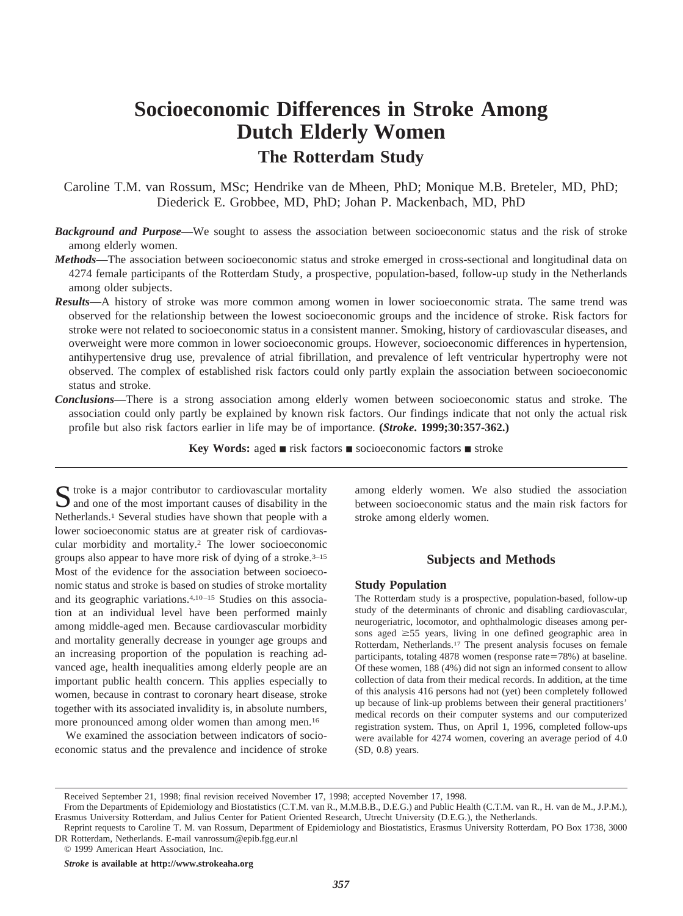# Socioeconomic Differences in Stroke Among Dutch Elderly Women

## The Rotterdam Study

Caroline T.M. van Rossum, MSc; Hendrike van de Mheen, PhD; Monique M.B. Breteler, MD, PhD; Diederick E. Grobbee, MD, PhD; Johan P. Mackenbach, MD, PhD

***Background and Purpose***—We sought to assess the association between socioeconomic status and the risk of stroke among elderly women.

***Methods***—The association between socioeconomic status and stroke emerged in cross-sectional and longitudinal data on 4274 female participants of the Rotterdam Study, a prospective, population-based, follow-up study in the Netherlands among older subjects.

***Results***—A history of stroke was more common among women in lower socioeconomic strata. The same trend was observed for the relationship between the lowest socioeconomic groups and the incidence of stroke. Risk factors for stroke were not related to socioeconomic status in a consistent manner. Smoking, history of cardiovascular diseases, and overweight were more common in lower socioeconomic groups. However, socioeconomic differences in hypertension, antihypertensive drug use, prevalence of atrial fibrillation, and prevalence of left ventricular hypertrophy were not observed. The complex of established risk factors could only partly explain the association between socioeconomic status and stroke.

***Conclusions***—There is a strong association among elderly women between socioeconomic status and stroke. The association could only partly be explained by known risk factors. Our findings indicate that not only the actual risk profile but also risk factors earlier in life may be of importance. **(*Stroke*. 1999;30:357-362.)**

**Key Words:** aged ■ risk factors ■ socioeconomic factors ■ stroke

Stroke is a major contributor to cardiovascular mortality and one of the most important causes of disability in the Netherlands.[1] Several studies have shown that people with a lower socioeconomic status are at greater risk of cardiovascular morbidity and mortality.[2] The lower socioeconomic groups also appear to have more risk of dying of a stroke.[3–15] Most of the evidence for the association between socioeconomic status and stroke is based on studies of stroke mortality and its geographic variations.[4,10–15] Studies on this association at an individual level have been performed mainly among middle-aged men. Because cardiovascular morbidity and mortality generally decrease in younger age groups and an increasing proportion of the population is reaching advanced age, health inequalities among elderly people are an important public health concern. This applies especially to women, because in contrast to coronary heart disease, stroke together with its associated invalidity is, in absolute numbers, more pronounced among older women than among men.[16]

We examined the association between indicators of socioeconomic status and the prevalence and incidence of stroke among elderly women. We also studied the association between socioeconomic status and the main risk factors for stroke among elderly women.

## Subjects and Methods

### Study Population

The Rotterdam study is a prospective, population-based, follow-up study of the determinants of chronic and disabling cardiovascular, neurogeriatric, locomotor, and ophthalmologic diseases among persons aged ≥55 years, living in one defined geographic area in Rotterdam, Netherlands.[17] The present analysis focuses on female participants, totaling 4878 women (response rate=78%) at baseline. Of these women, 188 (4%) did not sign an informed consent to allow collection of data from their medical records. In addition, at the time of this analysis 416 persons had not (yet) been completely followed up because of link-up problems between their general practitioners' medical records on their computer systems and our computerized registration system. Thus, on April 1, 1996, completed follow-ups were available for 4274 women, covering an average period of 4.0 (SD, 0.8) years.

---

Received September 21, 1998; final revision received November 17, 1998; accepted November 17, 1998.

From the Departments of Epidemiology and Biostatistics (C.T.M. van R., M.M.B.B., D.E.G.) and Public Health (C.T.M. van R., H. van de M., J.P.M.), Erasmus University Rotterdam, and Julius Center for Patient Oriented Research, Utrecht University (D.E.G.), the Netherlands.

Reprint requests to Caroline T. M. van Rossum, Department of Epidemiology and Biostatistics, Erasmus University Rotterdam, PO Box 1738, 3000 DR Rotterdam, Netherlands. E-mail vanrossum@epib.fgg.eur.nl

© 1999 American Heart Association, Inc.

***Stroke* is available at http://www.strokeaha.org**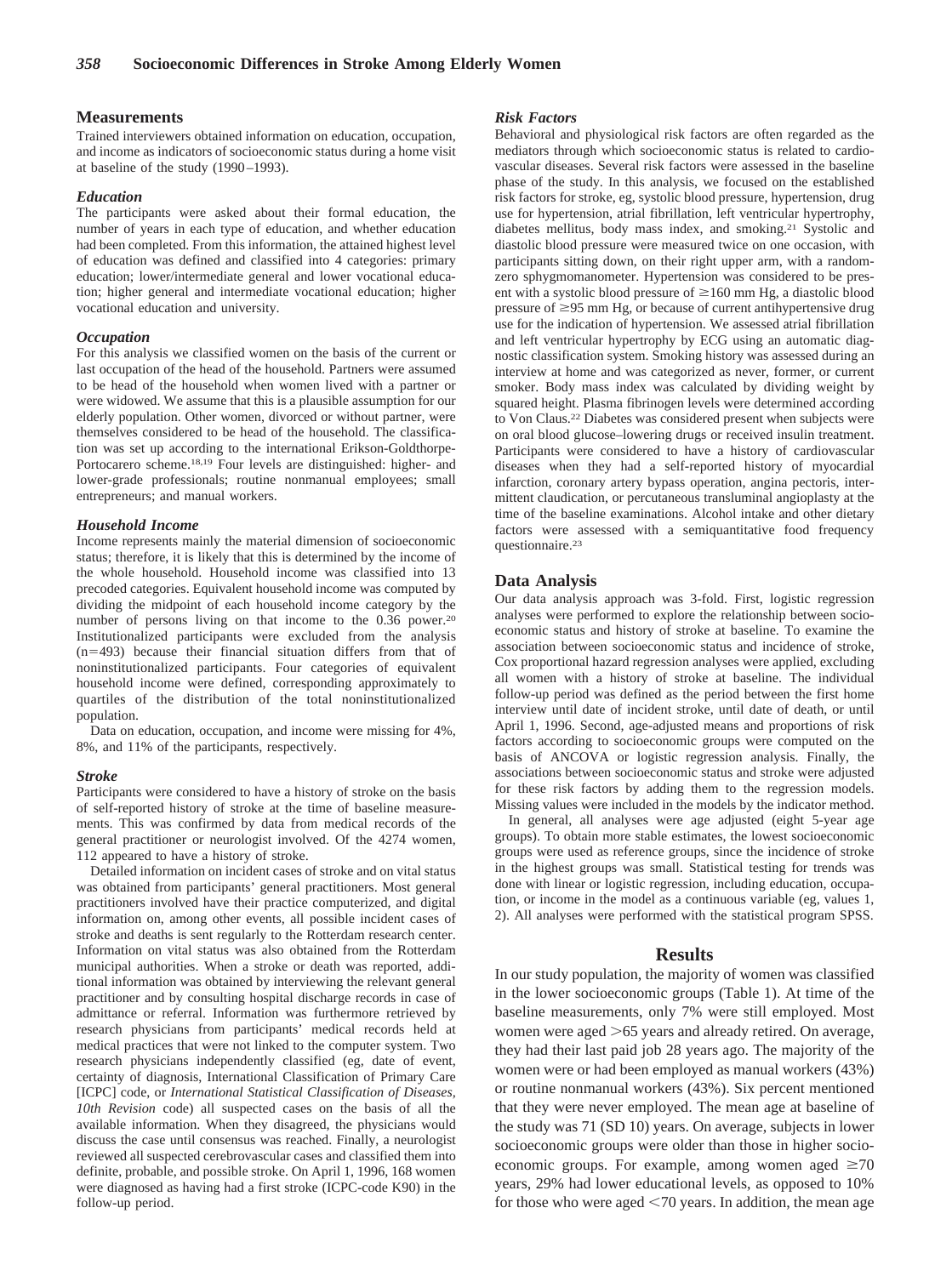## Measurements

Trained interviewers obtained information on education, occupation, and income as indicators of socioeconomic status during a home visit at baseline of the study (1990–1993).

### Education

The participants were asked about their formal education, the number of years in each type of education, and whether education had been completed. From this information, the attained highest level of education was defined and classified into 4 categories: primary education; lower/intermediate general and lower vocational education; higher general and intermediate vocational education; higher vocational education and university.

### Occupation

For this analysis we classified women on the basis of the current or last occupation of the head of the household. Partners were assumed to be head of the household when women lived with a partner or were widowed. We assume that this is a plausible assumption for our elderly population. Other women, divorced or without partner, were themselves considered to be head of the household. The classification was set up according to the international Erikson-Goldthorpe-Portocarero scheme.[18,19] Four levels are distinguished: higher- and lower-grade professionals; routine nonmanual employees; small entrepreneurs; and manual workers.

### Household Income

Income represents mainly the material dimension of socioeconomic status; therefore, it is likely that this is determined by the income of the whole household. Household income was classified into 13 precoded categories. Equivalent household income was computed by dividing the midpoint of each household income category by the number of persons living on that income to the 0.36 power.[20] Institutionalized participants were excluded from the analysis (n=493) because their financial situation differs from that of noninstitutionalized participants. Four categories of equivalent household income were defined, corresponding approximately to quartiles of the distribution of the total noninstitutionalized population.

Data on education, occupation, and income were missing for 4%, 8%, and 11% of the participants, respectively.

### Stroke

Participants were considered to have a history of stroke on the basis of self-reported history of stroke at the time of baseline measurements. This was confirmed by data from medical records of the general practitioner or neurologist involved. Of the 4274 women, 112 appeared to have a history of stroke.

Detailed information on incident cases of stroke and on vital status was obtained from participants' general practitioners. Most general practitioners involved have their practice computerized, and digital information on, among other events, all possible incident cases of stroke and deaths is sent regularly to the Rotterdam research center. Information on vital status was also obtained from the Rotterdam municipal authorities. When a stroke or death was reported, additional information was obtained by interviewing the relevant general practitioner and by consulting hospital discharge records in case of admittance or referral. Information was furthermore retrieved by research physicians from participants' medical records held at medical practices that were not linked to the computer system. Two research physicians independently classified (eg, date of event, certainty of diagnosis, International Classification of Primary Care [ICPC] code, or *International Statistical Classification of Diseases, 10th Revision* code) all suspected cases on the basis of all the available information. When they disagreed, the physicians would discuss the case until consensus was reached. Finally, a neurologist reviewed all suspected cerebrovascular cases and classified them into definite, probable, and possible stroke. On April 1, 1996, 168 women were diagnosed as having had a first stroke (ICPC-code K90) in the follow-up period.

### Risk Factors

Behavioral and physiological risk factors are often regarded as the mediators through which socioeconomic status is related to cardiovascular diseases. Several risk factors were assessed in the baseline phase of the study. In this analysis, we focused on the established risk factors for stroke, eg, systolic blood pressure, hypertension, drug use for hypertension, atrial fibrillation, left ventricular hypertrophy, diabetes mellitus, body mass index, and smoking.[21] Systolic and diastolic blood pressure were measured twice on one occasion, with participants sitting down, on their right upper arm, with a random-zero sphygmomanometer. Hypertension was considered to be present with a systolic blood pressure of ≥160 mm Hg, a diastolic blood pressure of ≥95 mm Hg, or because of current antihypertensive drug use for the indication of hypertension. We assessed atrial fibrillation and left ventricular hypertrophy by ECG using an automatic diagnostic classification system. Smoking history was assessed during an interview at home and was categorized as never, former, or current smoker. Body mass index was calculated by dividing weight by squared height. Plasma fibrinogen levels were determined according to Von Claus.[22] Diabetes was considered present when subjects were on oral blood glucose–lowering drugs or received insulin treatment. Participants were considered to have a history of cardiovascular diseases when they had a self-reported history of myocardial infarction, coronary artery bypass operation, angina pectoris, intermittent claudication, or percutaneous transluminal angioplasty at the time of the baseline examinations. Alcohol intake and other dietary factors were assessed with a semiquantitative food frequency questionnaire.[23]

## Data Analysis

Our data analysis approach was 3-fold. First, logistic regression analyses were performed to explore the relationship between socioeconomic status and history of stroke at baseline. To examine the association between socioeconomic status and incidence of stroke, Cox proportional hazard regression analyses were applied, excluding all women with a history of stroke at baseline. The individual follow-up period was defined as the period between the first home interview until date of incident stroke, until date of death, or until April 1, 1996. Second, age-adjusted means and proportions of risk factors according to socioeconomic groups were computed on the basis of ANCOVA or logistic regression analysis. Finally, the associations between socioeconomic status and stroke were adjusted for these risk factors by adding them to the regression models. Missing values were included in the models by the indicator method.

In general, all analyses were age adjusted (eight 5-year age groups). To obtain more stable estimates, the lowest socioeconomic groups were used as reference groups, since the incidence of stroke in the highest groups was small. Statistical testing for trends was done with linear or logistic regression, including education, occupation, or income in the model as a continuous variable (eg, values 1, 2). All analyses were performed with the statistical program SPSS.

## Results

In our study population, the majority of women was classified in the lower socioeconomic groups (Table 1). At time of the baseline measurements, only 7% were still employed. Most women were aged >65 years and already retired. On average, they had their last paid job 28 years ago. The majority of the women were or had been employed as manual workers (43%) or routine nonmanual workers (43%). Six percent mentioned that they were never employed. The mean age at baseline of the study was 71 (SD 10) years. On average, subjects in lower socioeconomic groups were older than those in higher socioeconomic groups. For example, among women aged ≥70 years, 29% had lower educational levels, as opposed to 10% for those who were aged <70 years. In addition, the mean age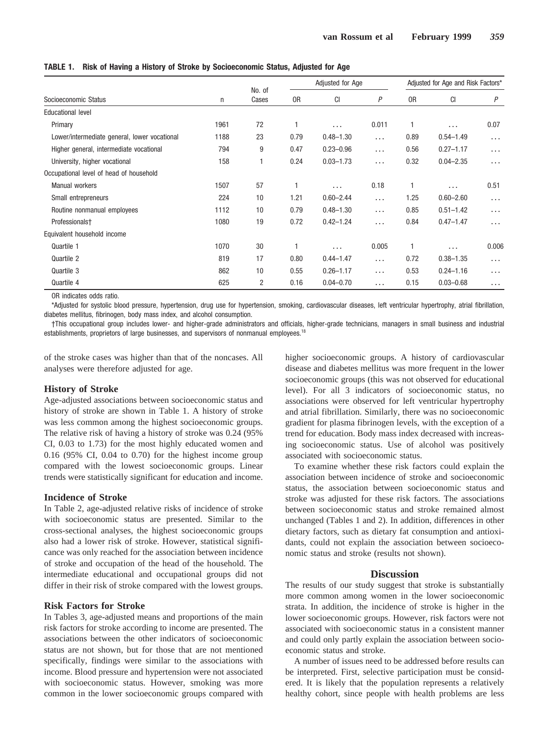**TABLE 1. Risk of Having a History of Stroke by Socioeconomic Status, Adjusted for Age**

| Socioeconomic Status | n | No. of Cases | Adjusted for Age | | | Adjusted for Age and Risk Factors* | | |
|---|---|---|---|---|---|---|---|---|
| | | | OR | CI | $P$ | OR | CI | $P$ |
| Educational level | | | | | | | | |
| Primary | 1961 | 72 | 1 | ... | 0.011 | 1 | ... | 0.07 |
| Lower/intermediate general, lower vocational | 1188 | 23 | 0.79 | 0.48–1.30 | ... | 0.89 | 0.54–1.49 | ... |
| Higher general, intermediate vocational | 794 | 9 | 0.47 | 0.23–0.96 | ... | 0.56 | 0.27–1.17 | ... |
| University, higher vocational | 158 | 1 | 0.24 | 0.03–1.73 | ... | 0.32 | 0.04–2.35 | ... |
| Occupational level of head of household | | | | | | | | |
| Manual workers | 1507 | 57 | 1 | ... | 0.18 | 1 | ... | 0.51 |
| Small entrepreneurs | 224 | 10 | 1.21 | 0.60–2.44 | ... | 1.25 | 0.60–2.60 | ... |
| Routine nonmanual employees | 1112 | 10 | 0.79 | 0.48–1.30 | ... | 0.85 | 0.51–1.42 | ... |
| Professionals† | 1080 | 19 | 0.72 | 0.42–1.24 | ... | 0.84 | 0.47–1.47 | ... |
| Equivalent household income | | | | | | | | |
| Quartile 1 | 1070 | 30 | 1 | ... | 0.005 | 1 | ... | 0.006 |
| Quartile 2 | 819 | 17 | 0.80 | 0.44–1.47 | ... | 0.72 | 0.38–1.35 | ... |
| Quartile 3 | 862 | 10 | 0.55 | 0.26–1.17 | ... | 0.53 | 0.24–1.16 | ... |
| Quartile 4 | 625 | 2 | 0.16 | 0.04–0.70 | ... | 0.15 | 0.03–0.68 | ... |

OR indicates odds ratio.

*Adjusted for systolic blood pressure, hypertension, drug use for hypertension, smoking, cardiovascular diseases, left ventricular hypertrophy, atrial fibrillation, diabetes mellitus, fibrinogen, body mass index, and alcohol consumption.

†This occupational group includes lower- and higher-grade administrators and officials, higher-grade technicians, managers in small business and industrial establishments, proprietors of large businesses, and supervisors of nonmanual employees.[18]

of the stroke cases was higher than that of the noncases. All analyses were therefore adjusted for age.

## History of Stroke

Age-adjusted associations between socioeconomic status and history of stroke are shown in Table 1. A history of stroke was less common among the highest socioeconomic groups. The relative risk of having a history of stroke was 0.24 (95% CI, 0.03 to 1.73) for the most highly educated women and 0.16 (95% CI, 0.04 to 0.70) for the highest income group compared with the lowest socioeconomic groups. Linear trends were statistically significant for education and income.

## Incidence of Stroke

In Table 2, age-adjusted relative risks of incidence of stroke with socioeconomic status are presented. Similar to the cross-sectional analyses, the highest socioeconomic groups also had a lower risk of stroke. However, statistical significance was only reached for the association between incidence of stroke and occupation of the head of the household. The intermediate educational and occupational groups did not differ in their risk of stroke compared with the lowest groups.

## Risk Factors for Stroke

In Tables 3, age-adjusted means and proportions of the main risk factors for stroke according to income are presented. The associations between the other indicators of socioeconomic status are not shown, but for those that are not mentioned specifically, findings were similar to the associations with income. Blood pressure and hypertension were not associated with socioeconomic status. However, smoking was more common in the lower socioeconomic groups compared with higher socioeconomic groups. A history of cardiovascular disease and diabetes mellitus was more frequent in the lower socioeconomic groups (this was not observed for educational level). For all 3 indicators of socioeconomic status, no associations were observed for left ventricular hypertrophy and atrial fibrillation. Similarly, there was no socioeconomic gradient for plasma fibrinogen levels, with the exception of a trend for education. Body mass index decreased with increasing socioeconomic status. Use of alcohol was positively associated with socioeconomic status.

To examine whether these risk factors could explain the association between incidence of stroke and socioeconomic status, the association between socioeconomic status and stroke was adjusted for these risk factors. The associations between socioeconomic status and stroke remained almost unchanged (Tables 1 and 2). In addition, differences in other dietary factors, such as dietary fat consumption and antioxidants, could not explain the association between socioeconomic status and stroke (results not shown).

## Discussion

The results of our study suggest that stroke is substantially more common among women in the lower socioeconomic strata. In addition, the incidence of stroke is higher in the lower socioeconomic groups. However, risk factors were not associated with socioeconomic status in a consistent manner and could only partly explain the association between socioeconomic status and stroke.

A number of issues need to be addressed before results can be interpreted. First, selective participation must be considered. It is likely that the population represents a relatively healthy cohort, since people with health problems are less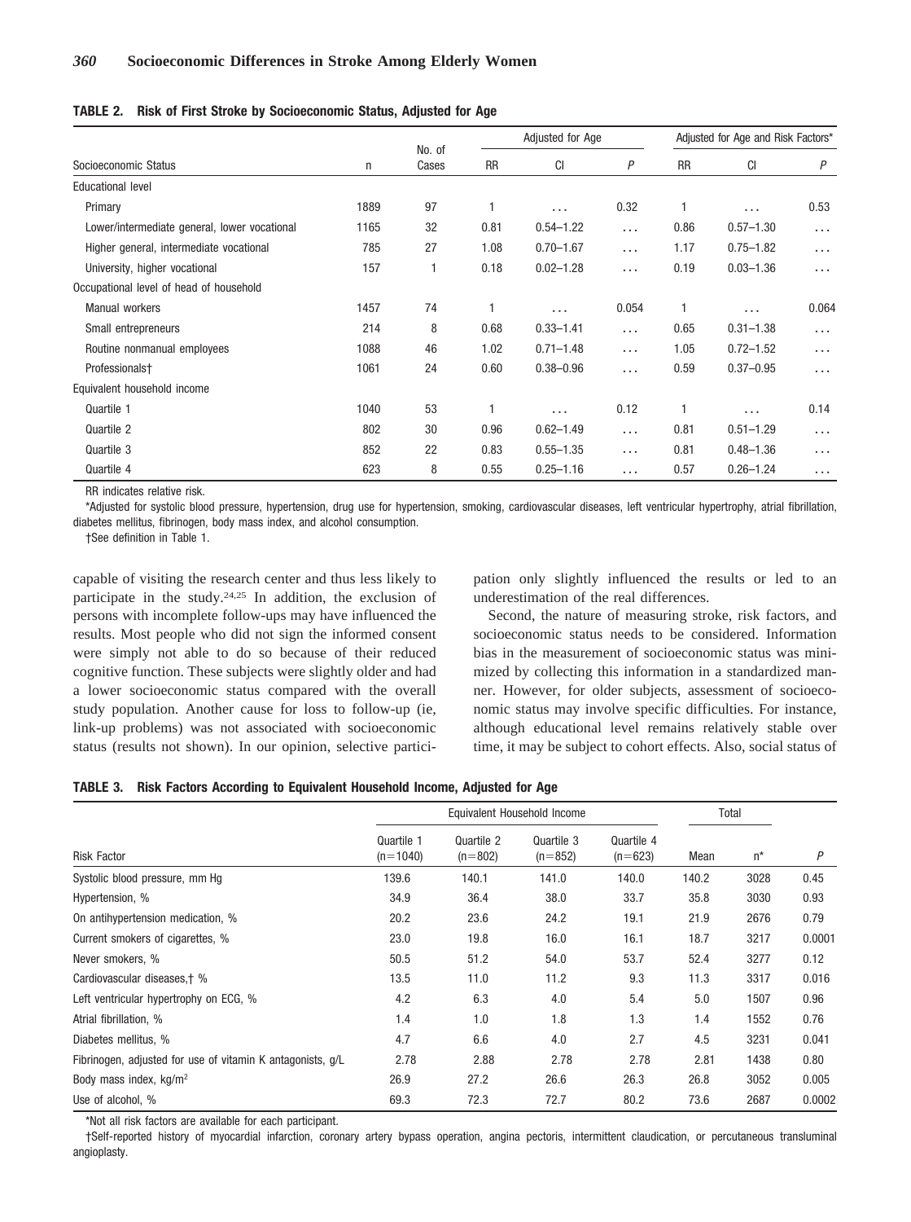**TABLE 2. Risk of First Stroke by Socioeconomic Status, Adjusted for Age**

| Socioeconomic Status | n | No. of Cases | Adjusted for Age | | | Adjusted for Age and Risk Factors* | | |
|---|---|---|---|---|---|---|---|---|
| | | | RR | CI | *P* | RR | CI | *P* |
| Educational level | | | | | | | | |
| Primary | 1889 | 97 | 1 | … | 0.32 | 1 | … | 0.53 |
| Lower/intermediate general, lower vocational | 1165 | 32 | 0.81 | 0.54–1.22 | … | 0.86 | 0.57–1.30 | … |
| Higher general, intermediate vocational | 785 | 27 | 1.08 | 0.70–1.67 | … | 1.17 | 0.75–1.82 | … |
| University, higher vocational | 157 | 1 | 0.18 | 0.02–1.28 | … | 0.19 | 0.03–1.36 | … |
| Occupational level of head of household | | | | | | | | |
| Manual workers | 1457 | 74 | 1 | … | 0.054 | 1 | … | 0.064 |
| Small entrepreneurs | 214 | 8 | 0.68 | 0.33–1.41 | … | 0.65 | 0.31–1.38 | … |
| Routine nonmanual employees | 1088 | 46 | 1.02 | 0.71–1.48 | … | 1.05 | 0.72–1.52 | … |
| Professionals† | 1061 | 24 | 0.60 | 0.38–0.96 | … | 0.59 | 0.37–0.95 | … |
| Equivalent household income | | | | | | | | |
| Quartile 1 | 1040 | 53 | 1 | … | 0.12 | 1 | … | 0.14 |
| Quartile 2 | 802 | 30 | 0.96 | 0.62–1.49 | … | 0.81 | 0.51–1.29 | … |
| Quartile 3 | 852 | 22 | 0.83 | 0.55–1.35 | … | 0.81 | 0.48–1.36 | … |
| Quartile 4 | 623 | 8 | 0.55 | 0.25–1.16 | … | 0.57 | 0.26–1.24 | … |

RR indicates relative risk.

*Adjusted for systolic blood pressure, hypertension, drug use for hypertension, smoking, cardiovascular diseases, left ventricular hypertrophy, atrial fibrillation, diabetes mellitus, fibrinogen, body mass index, and alcohol consumption.

†See definition in Table 1.

capable of visiting the research center and thus less likely to participate in the study.[24,25] In addition, the exclusion of persons with incomplete follow-ups may have influenced the results. Most people who did not sign the informed consent were simply not able to do so because of their reduced cognitive function. These subjects were slightly older and had a lower socioeconomic status compared with the overall study population. Another cause for loss to follow-up (ie, link-up problems) was not associated with socioeconomic status (results not shown). In our opinion, selective participation only slightly influenced the results or led to an underestimation of the real differences.

Second, the nature of measuring stroke, risk factors, and socioeconomic status needs to be considered. Information bias in the measurement of socioeconomic status was minimized by collecting this information in a standardized manner. However, for older subjects, assessment of socioeconomic status may involve specific difficulties. For instance, although educational level remains relatively stable over time, it may be subject to cohort effects. Also, social status of

**TABLE 3. Risk Factors According to Equivalent Household Income, Adjusted for Age**

| Risk Factor | Equivalent Household Income | | | | Total | | |
|---|---|---|---|---|---|---|---|
| | Quartile 1 (n=1040) | Quartile 2 (n=802) | Quartile 3 (n=852) | Quartile 4 (n=623) | Mean | n* | *P* |
| Systolic blood pressure, mm Hg | 139.6 | 140.1 | 141.0 | 140.0 | 140.2 | 3028 | 0.45 |
| Hypertension, % | 34.9 | 36.4 | 38.0 | 33.7 | 35.8 | 3030 | 0.93 |
| On antihypertension medication, % | 20.2 | 23.6 | 24.2 | 19.1 | 21.9 | 2676 | 0.79 |
| Current smokers of cigarettes, % | 23.0 | 19.8 | 16.0 | 16.1 | 18.7 | 3217 | 0.0001 |
| Never smokers, % | 50.5 | 51.2 | 54.0 | 53.7 | 52.4 | 3277 | 0.12 |
| Cardiovascular diseases,† % | 13.5 | 11.0 | 11.2 | 9.3 | 11.3 | 3317 | 0.016 |
| Left ventricular hypertrophy on ECG, % | 4.2 | 6.3 | 4.0 | 5.4 | 5.0 | 1507 | 0.96 |
| Atrial fibrillation, % | 1.4 | 1.0 | 1.8 | 1.3 | 1.4 | 1552 | 0.76 |
| Diabetes mellitus, % | 4.7 | 6.6 | 4.0 | 2.7 | 4.5 | 3231 | 0.041 |
| Fibrinogen, adjusted for use of vitamin K antagonists, g/L | 2.78 | 2.88 | 2.78 | 2.78 | 2.81 | 1438 | 0.80 |
| Body mass index, kg/m$^2$ | 26.9 | 27.2 | 26.6 | 26.3 | 26.8 | 3052 | 0.005 |
| Use of alcohol, % | 69.3 | 72.3 | 72.7 | 80.2 | 73.6 | 2687 | 0.0002 |

*Not all risk factors are available for each participant.

†Self-reported history of myocardial infarction, coronary artery bypass operation, angina pectoris, intermittent claudication, or percutaneous transluminal angioplasty.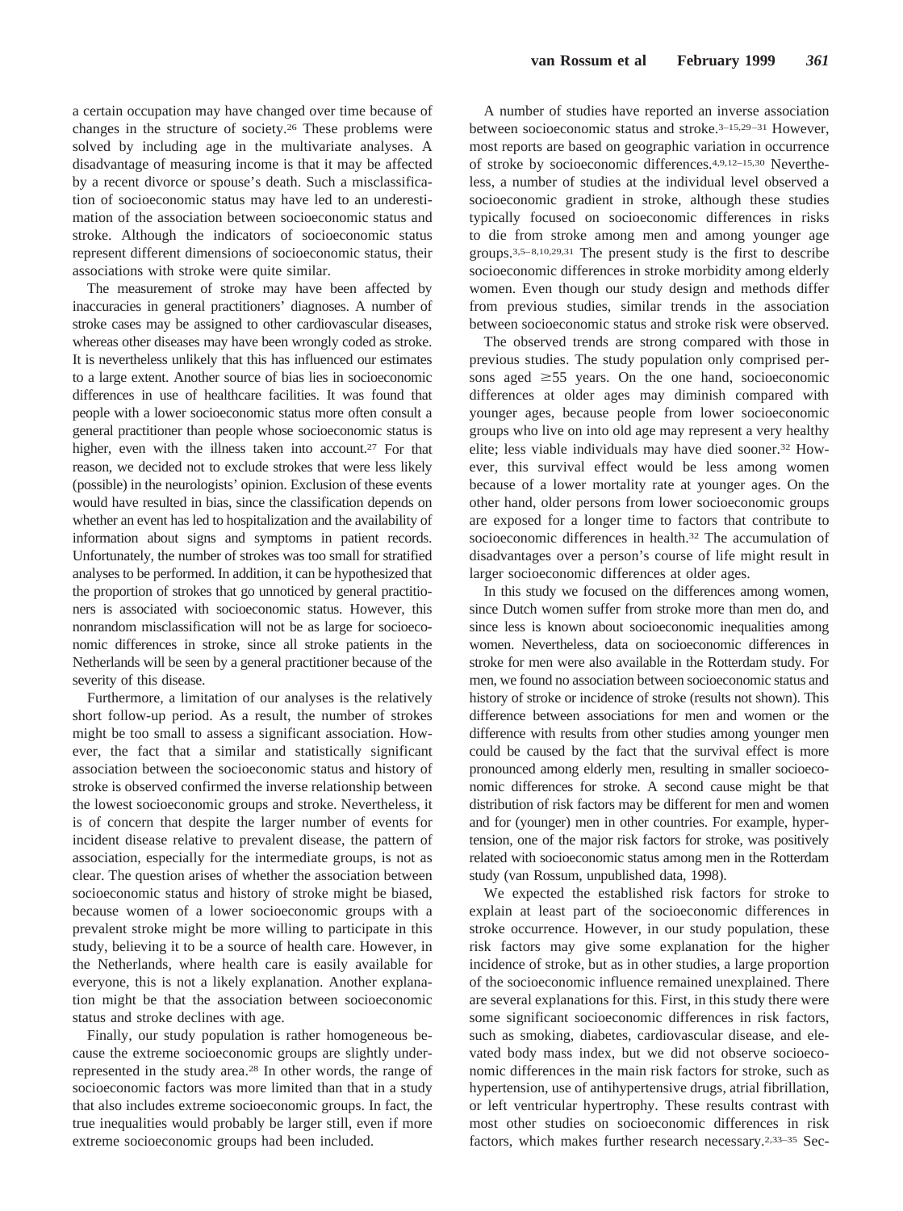a certain occupation may have changed over time because of changes in the structure of society.[26] These problems were solved by including age in the multivariate analyses. A disadvantage of measuring income is that it may be affected by a recent divorce or spouse's death. Such a misclassification of socioeconomic status may have led to an underestimation of the association between socioeconomic status and stroke. Although the indicators of socioeconomic status represent different dimensions of socioeconomic status, their associations with stroke were quite similar.

The measurement of stroke may have been affected by inaccuracies in general practitioners' diagnoses. A number of stroke cases may be assigned to other cardiovascular diseases, whereas other diseases may have been wrongly coded as stroke. It is nevertheless unlikely that this has influenced our estimates to a large extent. Another source of bias lies in socioeconomic differences in use of healthcare facilities. It was found that people with a lower socioeconomic status more often consult a general practitioner than people whose socioeconomic status is higher, even with the illness taken into account.[27] For that reason, we decided not to exclude strokes that were less likely (possible) in the neurologists' opinion. Exclusion of these events would have resulted in bias, since the classification depends on whether an event has led to hospitalization and the availability of information about signs and symptoms in patient records. Unfortunately, the number of strokes was too small for stratified analyses to be performed. In addition, it can be hypothesized that the proportion of strokes that go unnoticed by general practitioners is associated with socioeconomic status. However, this nonrandom misclassification will not be as large for socioeconomic differences in stroke, since all stroke patients in the Netherlands will be seen by a general practitioner because of the severity of this disease.

Furthermore, a limitation of our analyses is the relatively short follow-up period. As a result, the number of strokes might be too small to assess a significant association. However, the fact that a similar and statistically significant association between the socioeconomic status and history of stroke is observed confirmed the inverse relationship between the lowest socioeconomic groups and stroke. Nevertheless, it is of concern that despite the larger number of events for incident disease relative to prevalent disease, the pattern of association, especially for the intermediate groups, is not as clear. The question arises of whether the association between socioeconomic status and history of stroke might be biased, because women of a lower socioeconomic groups with a prevalent stroke might be more willing to participate in this study, believing it to be a source of health care. However, in the Netherlands, where health care is easily available for everyone, this is not a likely explanation. Another explanation might be that the association between socioeconomic status and stroke declines with age.

Finally, our study population is rather homogeneous because the extreme socioeconomic groups are slightly underrepresented in the study area.[28] In other words, the range of socioeconomic factors was more limited than that in a study that also includes extreme socioeconomic groups. In fact, the true inequalities would probably be larger still, even if more extreme socioeconomic groups had been included.

A number of studies have reported an inverse association between socioeconomic status and stroke.[3–15,29–31] However, most reports are based on geographic variation in occurrence of stroke by socioeconomic differences.[4,9,12–15,30] Nevertheless, a number of studies at the individual level observed a socioeconomic gradient in stroke, although these studies typically focused on socioeconomic differences in risks to die from stroke among men and among younger age groups.[3,5–8,10,29,31] The present study is the first to describe socioeconomic differences in stroke morbidity among elderly women. Even though our study design and methods differ from previous studies, similar trends in the association between socioeconomic status and stroke risk were observed.

The observed trends are strong compared with those in previous studies. The study population only comprised persons aged ≥55 years. On the one hand, socioeconomic differences at older ages may diminish compared with younger ages, because people from lower socioeconomic groups who live on into old age may represent a very healthy elite; less viable individuals may have died sooner.[32] However, this survival effect would be less among women because of a lower mortality rate at younger ages. On the other hand, older persons from lower socioeconomic groups are exposed for a longer time to factors that contribute to socioeconomic differences in health.[32] The accumulation of disadvantages over a person's course of life might result in larger socioeconomic differences at older ages.

In this study we focused on the differences among women, since Dutch women suffer from stroke more than men do, and since less is known about socioeconomic inequalities among women. Nevertheless, data on socioeconomic differences in stroke for men were also available in the Rotterdam study. For men, we found no association between socioeconomic status and history of stroke or incidence of stroke (results not shown). This difference between associations for men and women or the difference with results from other studies among younger men could be caused by the fact that the survival effect is more pronounced among elderly men, resulting in smaller socioeconomic differences for stroke. A second cause might be that distribution of risk factors may be different for men and women and for (younger) men in other countries. For example, hypertension, one of the major risk factors for stroke, was positively related with socioeconomic status among men in the Rotterdam study (van Rossum, unpublished data, 1998).

We expected the established risk factors for stroke to explain at least part of the socioeconomic differences in stroke occurrence. However, in our study population, these risk factors may give some explanation for the higher incidence of stroke, but as in other studies, a large proportion of the socioeconomic influence remained unexplained. There are several explanations for this. First, in this study there were some significant socioeconomic differences in risk factors, such as smoking, diabetes, cardiovascular disease, and elevated body mass index, but we did not observe socioeconomic differences in the main risk factors for stroke, such as hypertension, use of antihypertensive drugs, atrial fibrillation, or left ventricular hypertrophy. These results contrast with most other studies on socioeconomic differences in risk factors, which makes further research necessary.[2,33–35] Sec-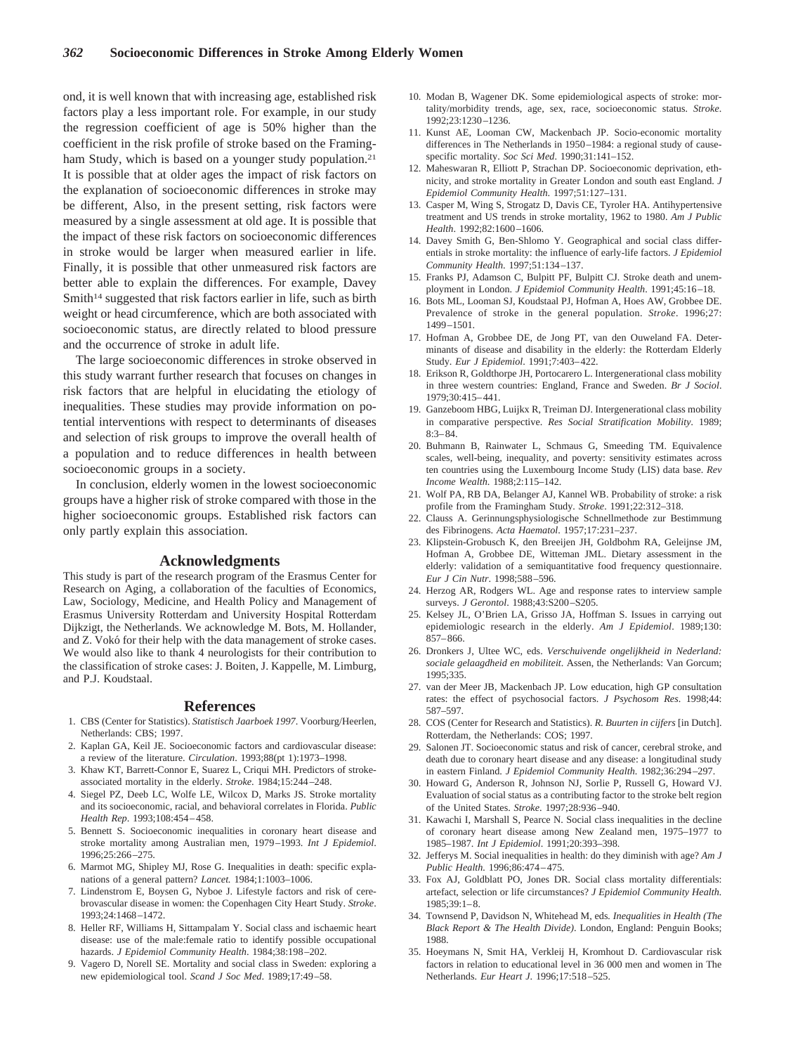ond, it is well known that with increasing age, established risk factors play a less important role. For example, in our study the regression coefficient of age is 50% higher than the coefficient in the risk profile of stroke based on the Framingham Study, which is based on a younger study population.[21] It is possible that at older ages the impact of risk factors on the explanation of socioeconomic differences in stroke may be different, Also, in the present setting, risk factors were measured by a single assessment at old age. It is possible that the impact of these risk factors on socioeconomic differences in stroke would be larger when measured earlier in life. Finally, it is possible that other unmeasured risk factors are better able to explain the differences. For example, Davey Smith[14] suggested that risk factors earlier in life, such as birth weight or head circumference, which are both associated with socioeconomic status, are directly related to blood pressure and the occurrence of stroke in adult life.

The large socioeconomic differences in stroke observed in this study warrant further research that focuses on changes in risk factors that are helpful in elucidating the etiology of inequalities. These studies may provide information on potential interventions with respect to determinants of diseases and selection of risk groups to improve the overall health of a population and to reduce differences in health between socioeconomic groups in a society.

In conclusion, elderly women in the lowest socioeconomic groups have a higher risk of stroke compared with those in the higher socioeconomic groups. Established risk factors can only partly explain this association.

## Acknowledgments

This study is part of the research program of the Erasmus Center for Research on Aging, a collaboration of the faculties of Economics, Law, Sociology, Medicine, and Health Policy and Management of Erasmus University Rotterdam and University Hospital Rotterdam Dijkzigt, the Netherlands. We acknowledge M. Bots, M. Hollander, and Z. Vokó for their help with the data management of stroke cases. We would also like to thank 4 neurologists for their contribution to the classification of stroke cases: J. Boiten, J. Kappelle, M. Limburg, and P.J. Koudstaal.

## References

1. CBS (Center for Statistics). *Statistisch Jaarboek 1997*. Voorburg/Heerlen, Netherlands: CBS; 1997.
2. Kaplan GA, Keil JE. Socioeconomic factors and cardiovascular disease: a review of the literature. *Circulation*. 1993;88(pt 1):1973–1998.
3. Khaw KT, Barrett-Connor E, Suarez L, Criqui MH. Predictors of stroke-associated mortality in the elderly. *Stroke*. 1984;15:244–248.
4. Siegel PZ, Deeb LC, Wolfe LE, Wilcox D, Marks JS. Stroke mortality and its socioeconomic, racial, and behavioral correlates in Florida. *Public Health Rep*. 1993;108:454–458.
5. Bennett S. Socioeconomic inequalities in coronary heart disease and stroke mortality among Australian men, 1979–1993. *Int J Epidemiol*. 1996;25:266–275.
6. Marmot MG, Shipley MJ, Rose G. Inequalities in death: specific explanations of a general pattern? *Lancet.* 1984;1:1003–1006.
7. Lindenstrom E, Boysen G, Nyboe J. Lifestyle factors and risk of cerebrovascular disease in women: the Copenhagen City Heart Study. *Stroke*. 1993;24:1468–1472.
8. Heller RF, Williams H, Sittampalam Y. Social class and ischaemic heart disease: use of the male:female ratio to identify possible occupational hazards. *J Epidemiol Community Health*. 1984;38:198–202.
9. Vagero D, Norell SE. Mortality and social class in Sweden: exploring a new epidemiological tool. *Scand J Soc Med*. 1989;17:49–58.
10. Modan B, Wagener DK. Some epidemiological aspects of stroke: mortality/morbidity trends, age, sex, race, socioeconomic status. *Stroke*. 1992;23:1230–1236.
11. Kunst AE, Looman CW, Mackenbach JP. Socio-economic mortality differences in The Netherlands in 1950–1984: a regional study of cause-specific mortality. *Soc Sci Med*. 1990;31:141–152.
12. Maheswaran R, Elliott P, Strachan DP. Socioeconomic deprivation, ethnicity, and stroke mortality in Greater London and south east England. *J Epidemiol Community Health*. 1997;51:127–131.
13. Casper M, Wing S, Strogatz D, Davis CE, Tyroler HA. Antihypertensive treatment and US trends in stroke mortality, 1962 to 1980. *Am J Public Health*. 1992;82:1600–1606.
14. Davey Smith G, Ben-Shlomo Y. Geographical and social class differentials in stroke mortality: the influence of early-life factors. *J Epidemiol Community Health*. 1997;51:134–137.
15. Franks PJ, Adamson C, Bulpitt PF, Bulpitt CJ. Stroke death and unemployment in London. *J Epidemiol Community Health*. 1991;45:16–18.
16. Bots ML, Looman SJ, Koudstaal PJ, Hofman A, Hoes AW, Grobbee DE. Prevalence of stroke in the general population. *Stroke*. 1996;27: 1499–1501.
17. Hofman A, Grobbee DE, de Jong PT, van den Ouweland FA. Determinants of disease and disability in the elderly: the Rotterdam Elderly Study. *Eur J Epidemiol*. 1991;7:403–422.
18. Erikson R, Goldthorpe JH, Portocarero L. Intergenerational class mobility in three western countries: England, France and Sweden. *Br J Sociol*. 1979;30:415–441.
19. Ganzeboom HBG, Luijkx R, Treiman DJ. Intergenerational class mobility in comparative perspective. *Res Social Stratification Mobility*. 1989; 8:3–84.
20. Buhmann B, Rainwater L, Schmaus G, Smeeding TM. Equivalence scales, well-being, inequality, and poverty: sensitivity estimates across ten countries using the Luxembourg Income Study (LIS) data base. *Rev Income Wealth*. 1988;2:115–142.
21. Wolf PA, RB DA, Belanger AJ, Kannel WB. Probability of stroke: a risk profile from the Framingham Study. *Stroke*. 1991;22:312–318.
22. Clauss A. Gerinnungsphysiologische Schnellmethode zur Bestimmung des Fibrinogens. *Acta Haematol*. 1957;17:231–237.
23. Klipstein-Grobusch K, den Breeijen JH, Goldbohm RA, Geleijnse JM, Hofman A, Grobbee DE, Witteman JML. Dietary assessment in the elderly: validation of a semiquantitative food frequency questionnaire. *Eur J Cin Nutr*. 1998;588–596.
24. Herzog AR, Rodgers WL. Age and response rates to interview sample surveys. *J Gerontol*. 1988;43:S200–S205.
25. Kelsey JL, O'Brien LA, Grisso JA, Hoffman S. Issues in carrying out epidemiologic research in the elderly. *Am J Epidemiol*. 1989;130: 857–866.
26. Dronkers J, Ultee WC, eds. *Verschuivende ongelijkheid in Nederland: sociale gelaagdheid en mobiliteit*. Assen, the Netherlands: Van Gorcum; 1995;335.
27. van der Meer JB, Mackenbach JP. Low education, high GP consultation rates: the effect of psychosocial factors. *J Psychosom Res*. 1998;44: 587–597.
28. COS (Center for Research and Statistics). *R. Buurten in cijfers* [in Dutch]. Rotterdam, the Netherlands: COS; 1997.
29. Salonen JT. Socioeconomic status and risk of cancer, cerebral stroke, and death due to coronary heart disease and any disease: a longitudinal study in eastern Finland. *J Epidemiol Community Health*. 1982;36:294–297.
30. Howard G, Anderson R, Johnson NJ, Sorlie P, Russell G, Howard VJ. Evaluation of social status as a contributing factor to the stroke belt region of the United States. *Stroke*. 1997;28:936–940.
31. Kawachi I, Marshall S, Pearce N. Social class inequalities in the decline of coronary heart disease among New Zealand men, 1975–1977 to 1985–1987. *Int J Epidemiol*. 1991;20:393–398.
32. Jefferys M. Social inequalities in health: do they diminish with age? *Am J Public Health*. 1996;86:474–475.
33. Fox AJ, Goldblatt PO, Jones DR. Social class mortality differentials: artefact, selection or life circumstances? *J Epidemiol Community Health*. 1985;39:1–8.
34. Townsend P, Davidson N, Whitehead M, eds. *Inequalities in Health (The Black Report & The Health Divide)*. London, England: Penguin Books; 1988.
35. Hoeymans N, Smit HA, Verkleij H, Kromhout D. Cardiovascular risk factors in relation to educational level in 36 000 men and women in The Netherlands. *Eur Heart J*. 1996;17:518–525.